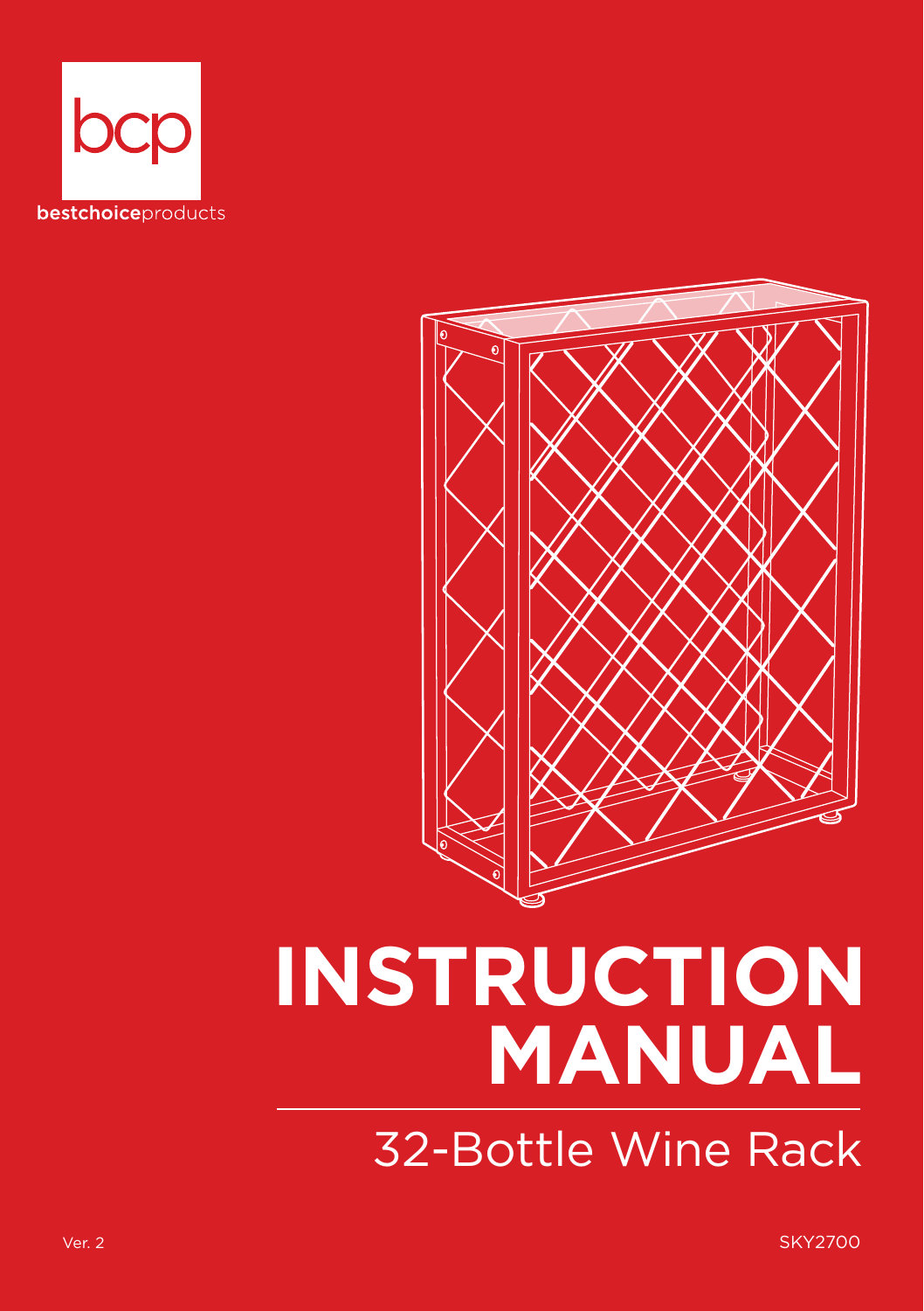bcp

**bestchoice**products

# INSTRUCTION MANUAL

## 32-Bottle Wine Rack

Ver. 2

SKY2700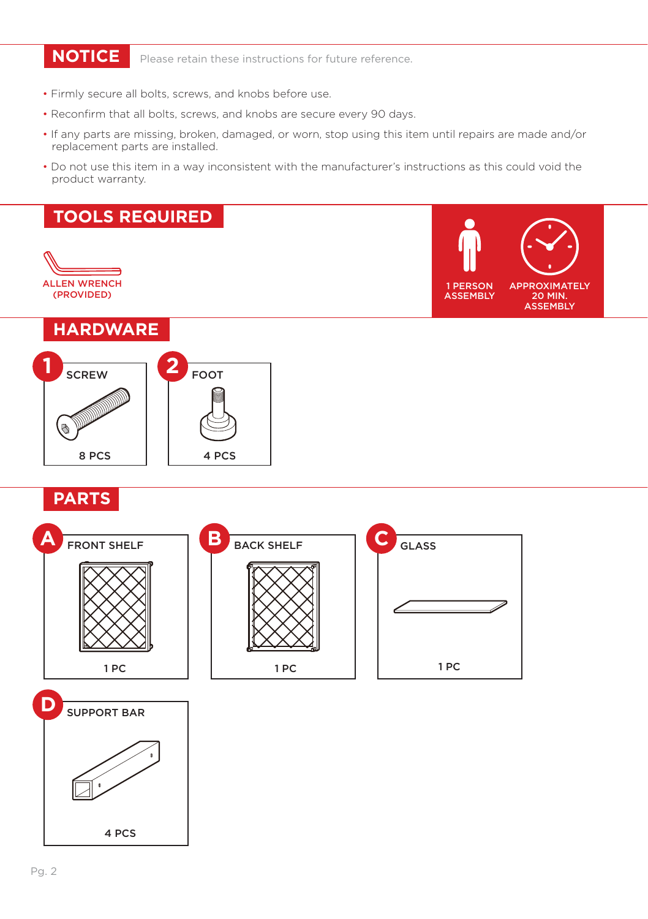## NOTICE

Please retain these instructions for future reference.

- Firmly secure all bolts, screws, and knobs before use.
- Reconfirm that all bolts, screws, and knobs are secure every 90 days.
- If any parts are missing, broken, damaged, or worn, stop using this item until repairs are made and/or replacement parts are installed.
- Do not use this item in a way inconsistent with the manufacturer's instructions as this could void the product warranty.

## TOOLS REQUIRED

ALLEN WRENCH (PROVIDED)

1 PERSON ASSEMBLY

APPROXIMATELY 20 MIN. ASSEMBLY

## HARDWARE

**1** SCREW — 8 PCS

**2** FOOT — 4 PCS

## PARTS

**A** FRONT SHELF — 1 PC

**B** BACK SHELF — 1 PC

**C** GLASS — 1 PC

**D** SUPPORT BAR — 4 PCS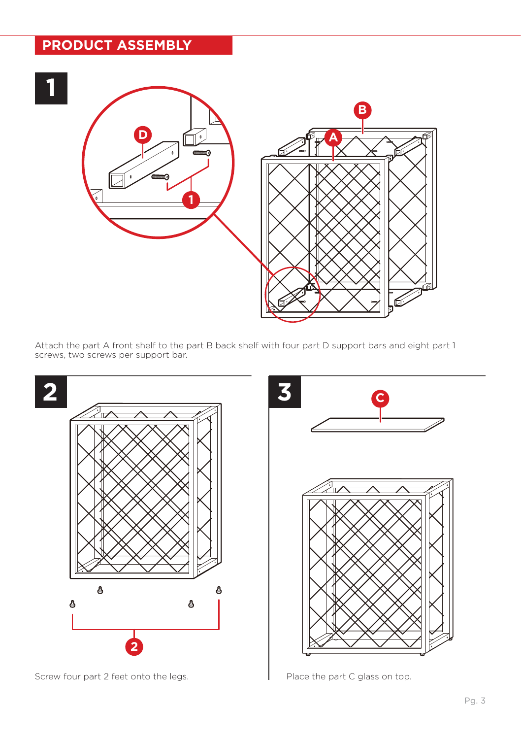# PRODUCT ASSEMBLY

## 1

Attach the part A front shelf to the part B back shelf with four part D support bars and eight part 1 screws, two screws per support bar.

## 2

Screw four part 2 feet onto the legs.

## 3

Place the part C glass on top.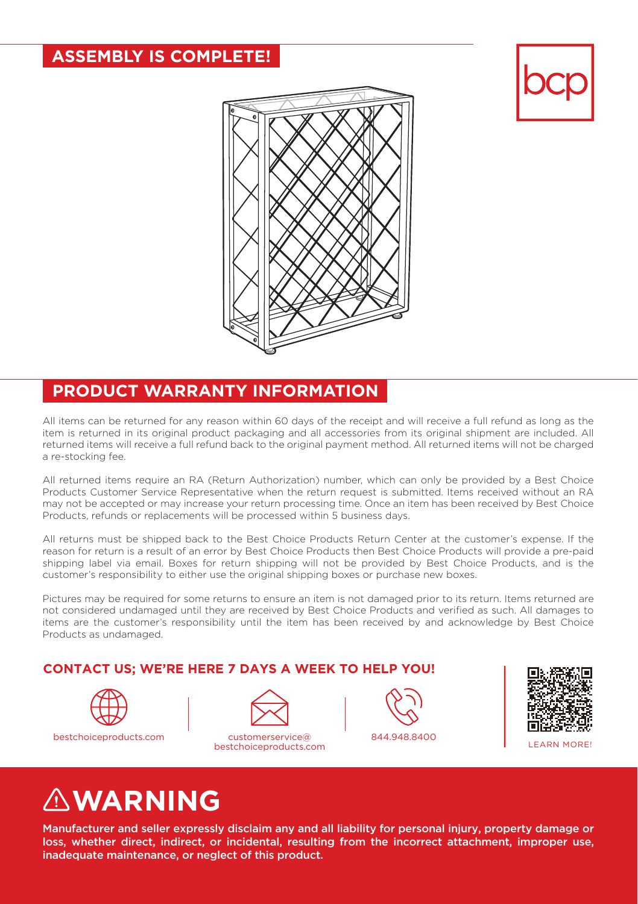## ASSEMBLY IS COMPLETE!

bcp

## PRODUCT WARRANTY INFORMATION

All items can be returned for any reason within 60 days of the receipt and will receive a full refund as long as the item is returned in its original product packaging and all accessories from its original shipment are included. All returned items will receive a full refund back to the original payment method. All returned items will not be charged a re-stocking fee.

All returned items require an RA (Return Authorization) number, which can only be provided by a Best Choice Products Customer Service Representative when the return request is submitted. Items received without an RA may not be accepted or may increase your return processing time. Once an item has been received by Best Choice Products, refunds or replacements will be processed within 5 business days.

All returns must be shipped back to the Best Choice Products Return Center at the customer's expense. If the reason for return is a result of an error by Best Choice Products then Best Choice Products will provide a pre-paid shipping label via email. Boxes for return shipping will not be provided by Best Choice Products, and is the customer's responsibility to either use the original shipping boxes or purchase new boxes.

Pictures may be required for some returns to ensure an item is not damaged prior to its return. Items returned are not considered undamaged until they are received by Best Choice Products and verified as such. All damages to items are the customer's responsibility until the item has been received by and acknowledge by Best Choice Products as undamaged.

### CONTACT US; WE'RE HERE 7 DAYS A WEEK TO HELP YOU!

bestchoiceproducts.com

customerservice@bestchoiceproducts.com

844.948.8400

LEARN MORE!

# ⚠WARNING

**Manufacturer and seller expressly disclaim any and all liability for personal injury, property damage or loss, whether direct, indirect, or incidental, resulting from the incorrect attachment, improper use, inadequate maintenance, or neglect of this product.**